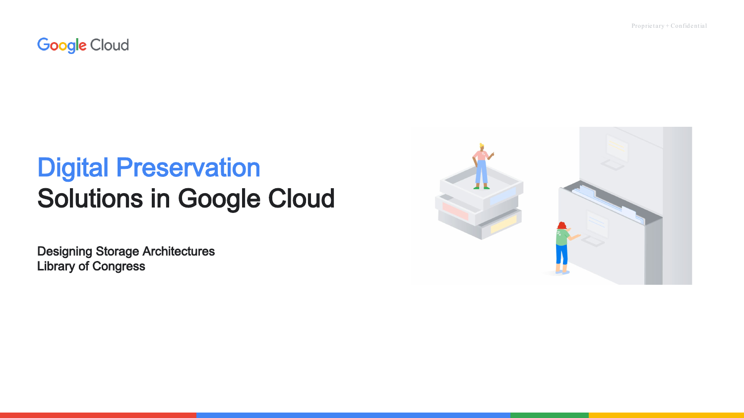# Digital Preservation Solutions in Google Cloud

**Designing Storage Architectures**
**Library of Congress**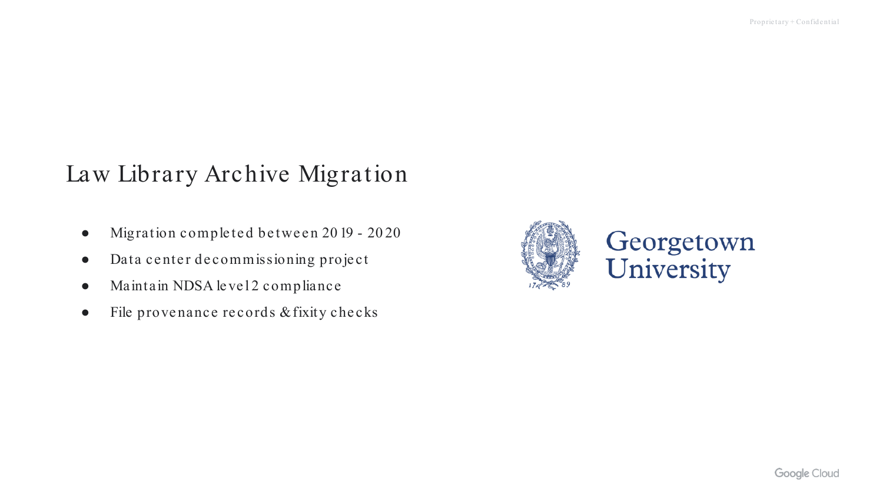# Law Library Archive Migration

- Migration completed between 2019 - 2020
- Data center decommissioning project
- Maintain NDSA level 2 compliance
- File provenance records & fixity checks

Georgetown University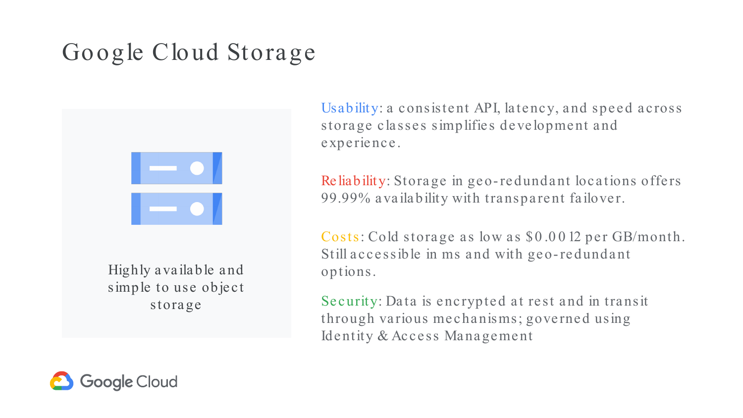# Google Cloud Storage

Highly available and simple to use object storage

**Usability**: a consistent API, latency, and speed across storage classes simplifies development and experience.

**Reliability**: Storage in geo-redundant locations offers 99.99% availability with transparent failover.

**Costs**: Cold storage as low as $0.0012 per GB/month. Still accessible in ms and with geo-redundant options.

**Security**: Data is encrypted at rest and in transit through various mechanisms; governed using Identity & Access Management

Google Cloud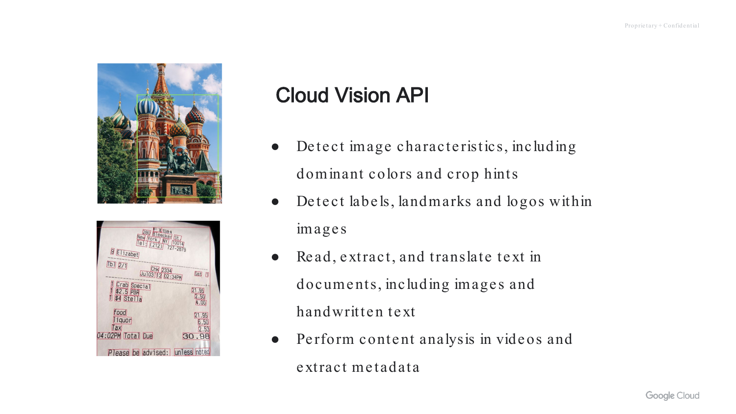# Cloud Vision API

- Detect image characteristics, including dominant colors and crop hints
- Detect labels, landmarks and logos within images
- Read, extract, and translate text in documents, including images and handwritten text
- Perform content analysis in videos and extract metadata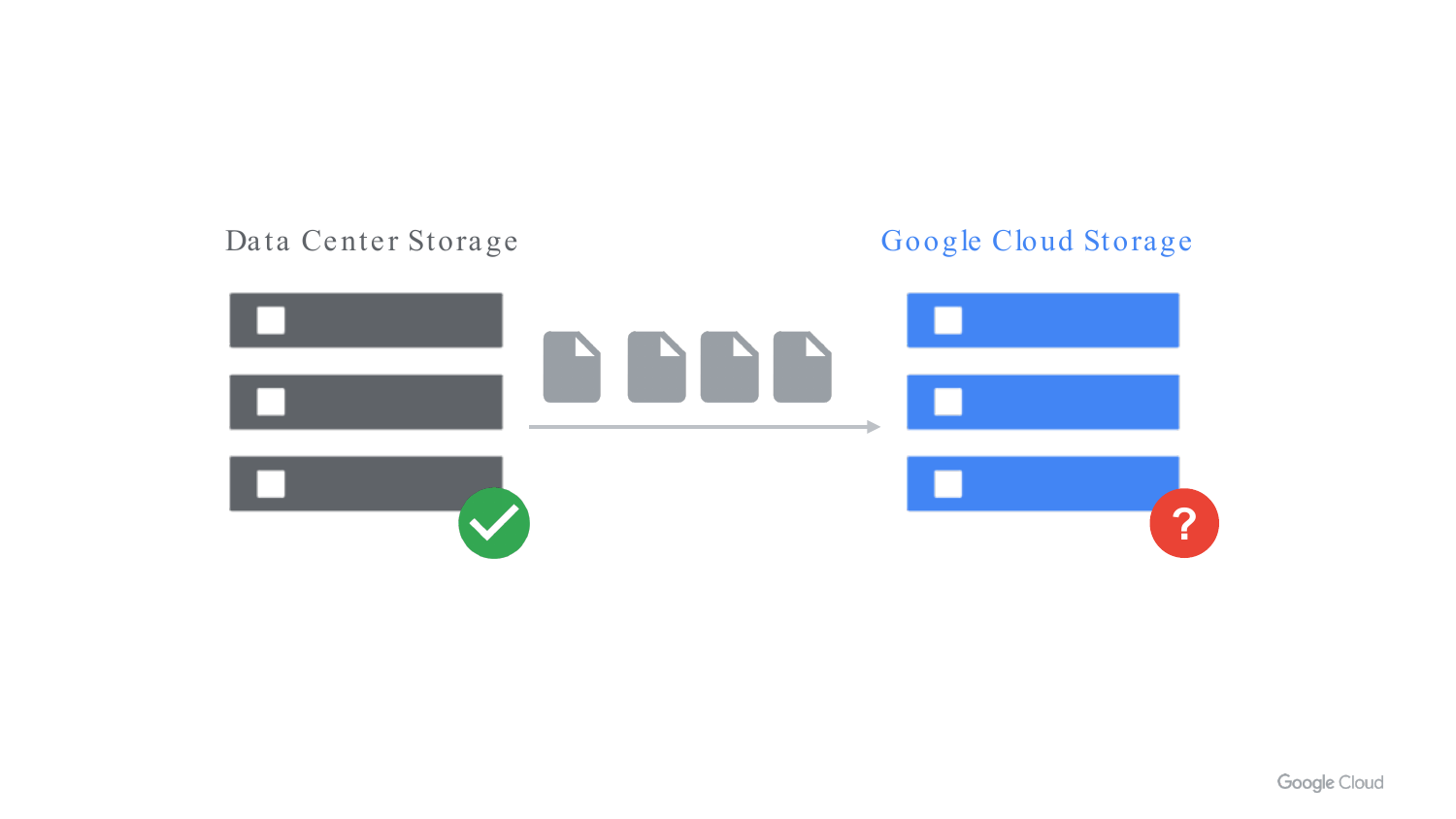Data Center Storage

Google Cloud Storage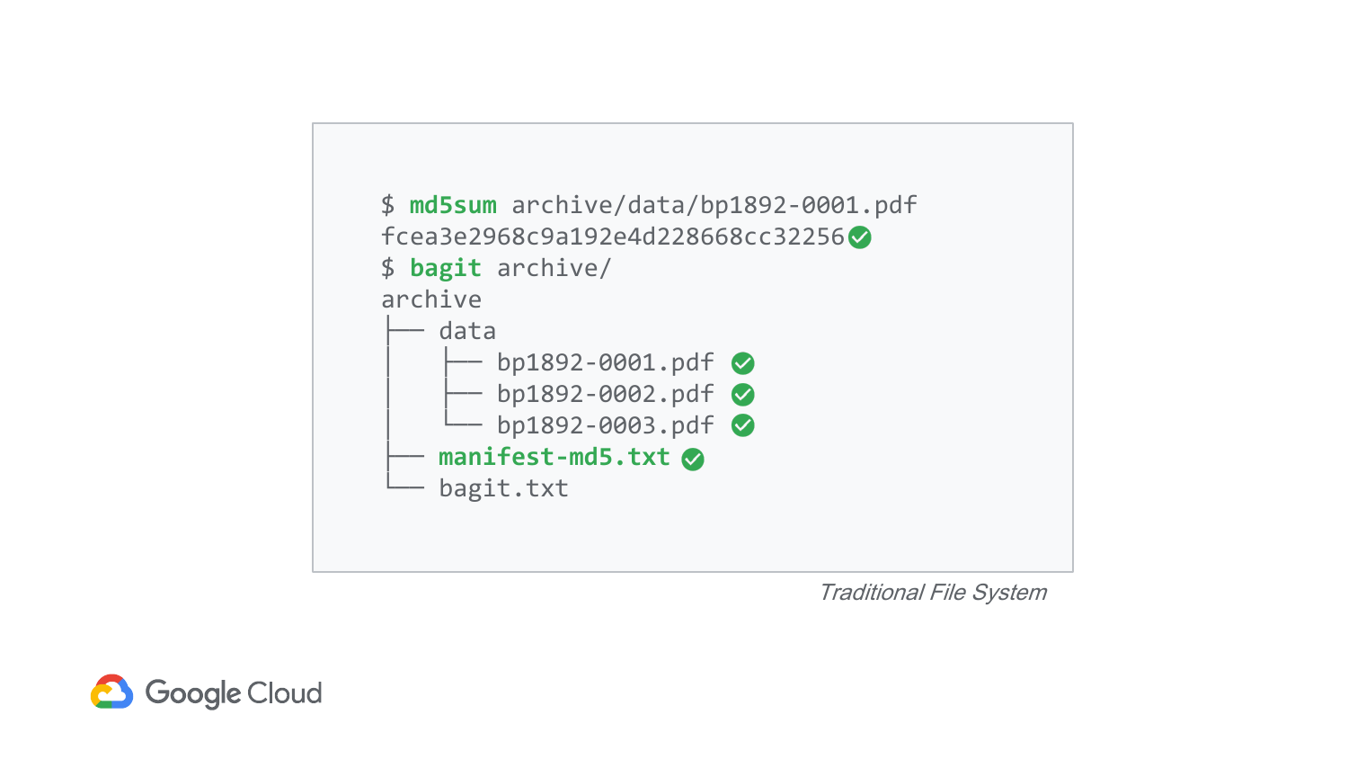```
$ md5sum archive/data/bp1892-0001.pdf
fcea3e2968c9a192e4d228668cc32256 ✓
$ bagit archive/
archive
├── data
│   ├── bp1892-0001.pdf ✓
│   ├── bp1892-0002.pdf ✓
│   └── bp1892-0003.pdf ✓
├── manifest-md5.txt ✓
└── bagit.txt
```

*Traditional File System*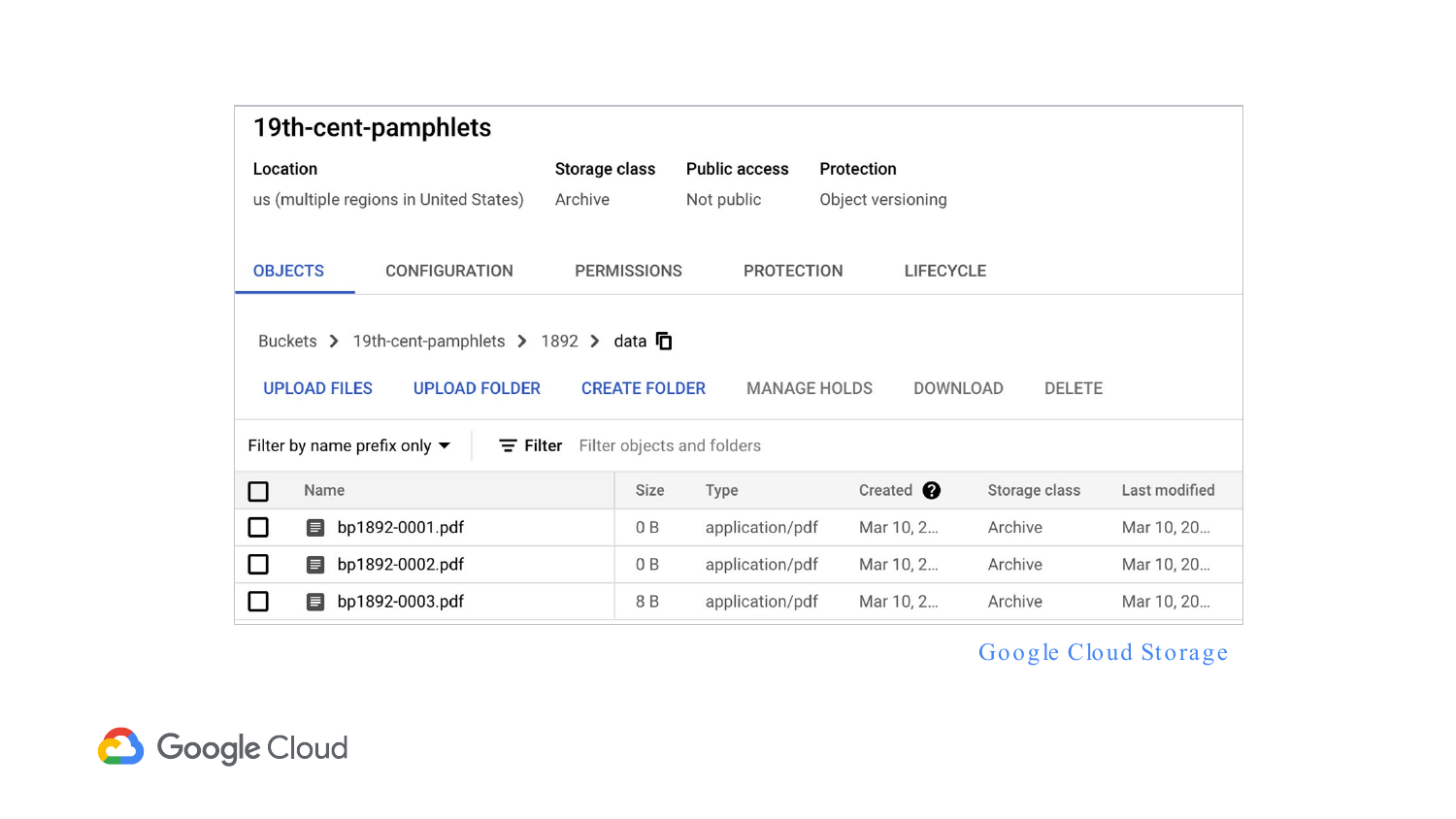# 19th-cent-pamphlets

| Location | Storage class | Public access | Protection |
| --- | --- | --- | --- |
| us (multiple regions in United States) | Archive | Not public | Object versioning |

OBJECTS CONFIGURATION PERMISSIONS PROTECTION LIFECYCLE

Buckets > 19th-cent-pamphlets > 1892 > data

UPLOAD FILES UPLOAD FOLDER CREATE FOLDER MANAGE HOLDS DOWNLOAD DELETE

Filter by name prefix only ▾ Filter Filter objects and folders

| Name | Size | Type | Created | Storage class | Last modified |
| --- | --- | --- | --- | --- | --- |
| bp1892-0001.pdf | 0 B | application/pdf | Mar 10, 2... | Archive | Mar 10, 20... |
| bp1892-0002.pdf | 0 B | application/pdf | Mar 10, 2... | Archive | Mar 10, 20... |
| bp1892-0003.pdf | 8 B | application/pdf | Mar 10, 2... | Archive | Mar 10, 20... |

Google Cloud Storage

Google Cloud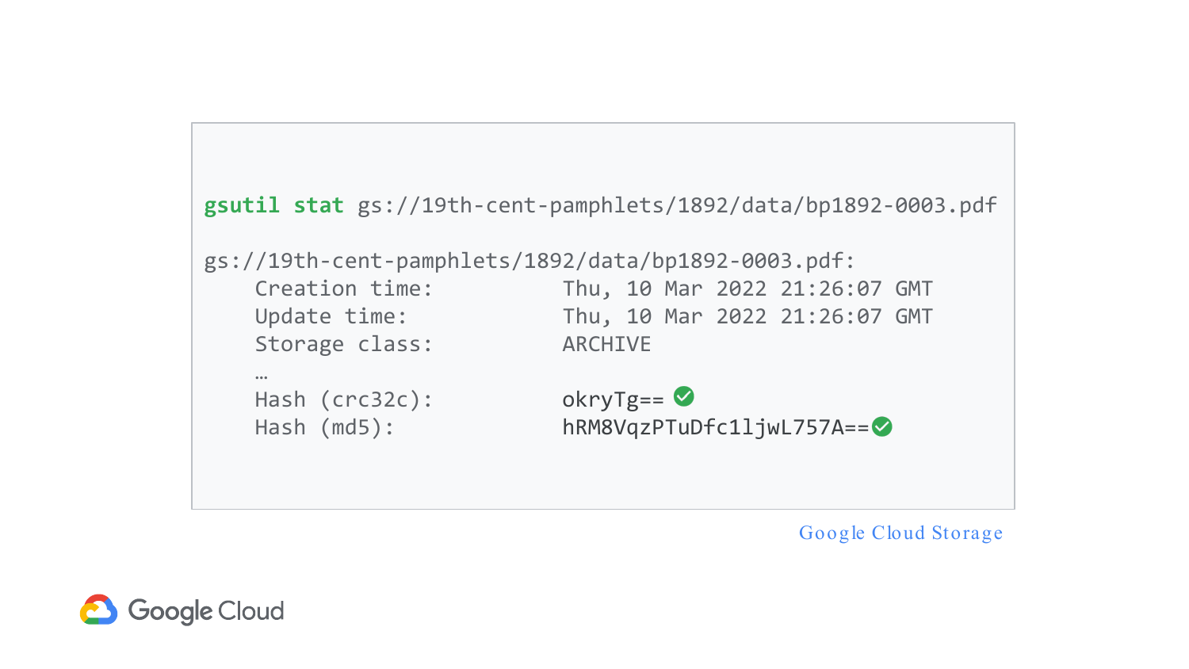```
gsutil stat gs://19th-cent-pamphlets/1892/data/bp1892-0003.pdf

gs://19th-cent-pamphlets/1892/data/bp1892-0003.pdf:
    Creation time:          Thu, 10 Mar 2022 21:26:07 GMT
    Update time:            Thu, 10 Mar 2022 21:26:07 GMT
    Storage class:          ARCHIVE
    …
    Hash (crc32c):          okryTg==
    Hash (md5):             hRM8VqzPTuDfc1ljwL757A==
```

Google Cloud Storage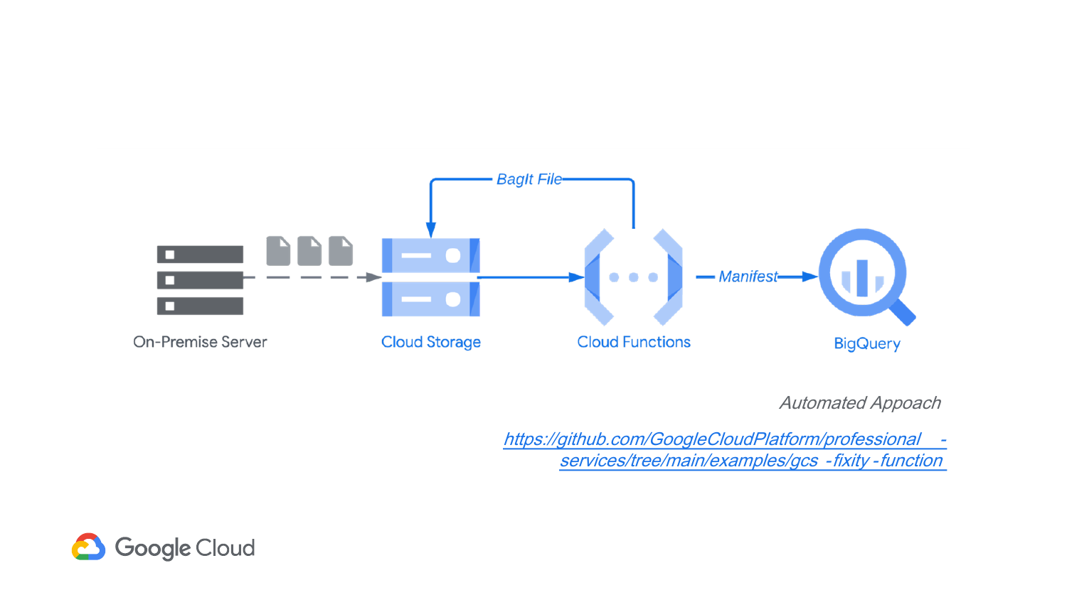BagIt File

On-Premise Server → Cloud Storage → Cloud Functions → Manifest → BigQuery

*Automated Appoach*

[https://github.com/GoogleCloudPlatform/professional-services/tree/main/examples/gcs-fixity-function](https://github.com/GoogleCloudPlatform/professional-services/tree/main/examples/gcs-fixity-function)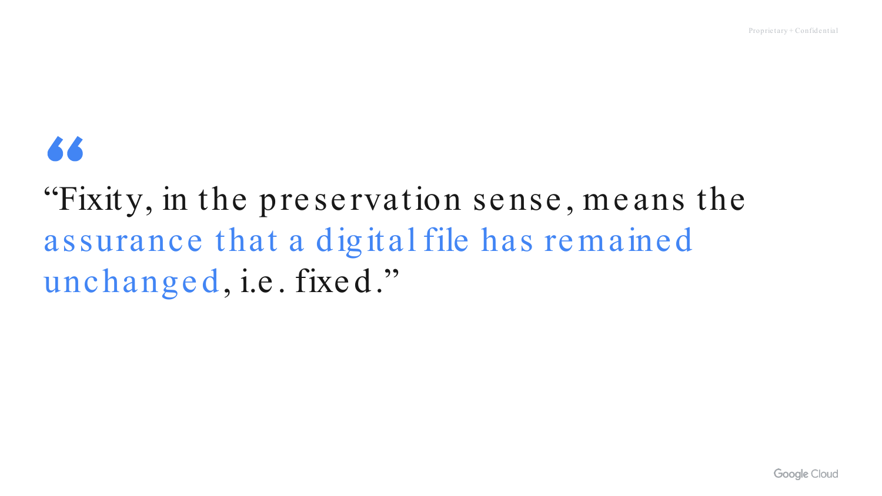> "Fixity, in the preservation sense, means the assurance that a digital file has remained unchanged, i.e. fixed."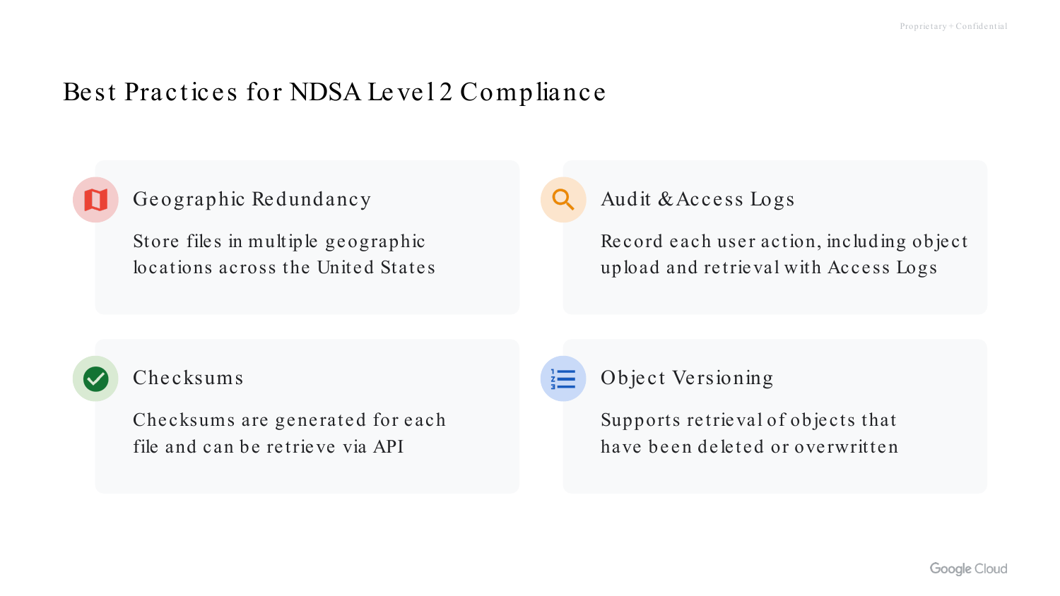# Best Practices for NDSA Level 2 Compliance

## Geographic Redundancy

Store files in multiple geographic locations across the United States

## Audit & Access Logs

Record each user action, including object upload and retrieval with Access Logs

## Checksums

Checksums are generated for each file and can be retrieve via API

## Object Versioning

Supports retrieval of objects that have been deleted or overwritten